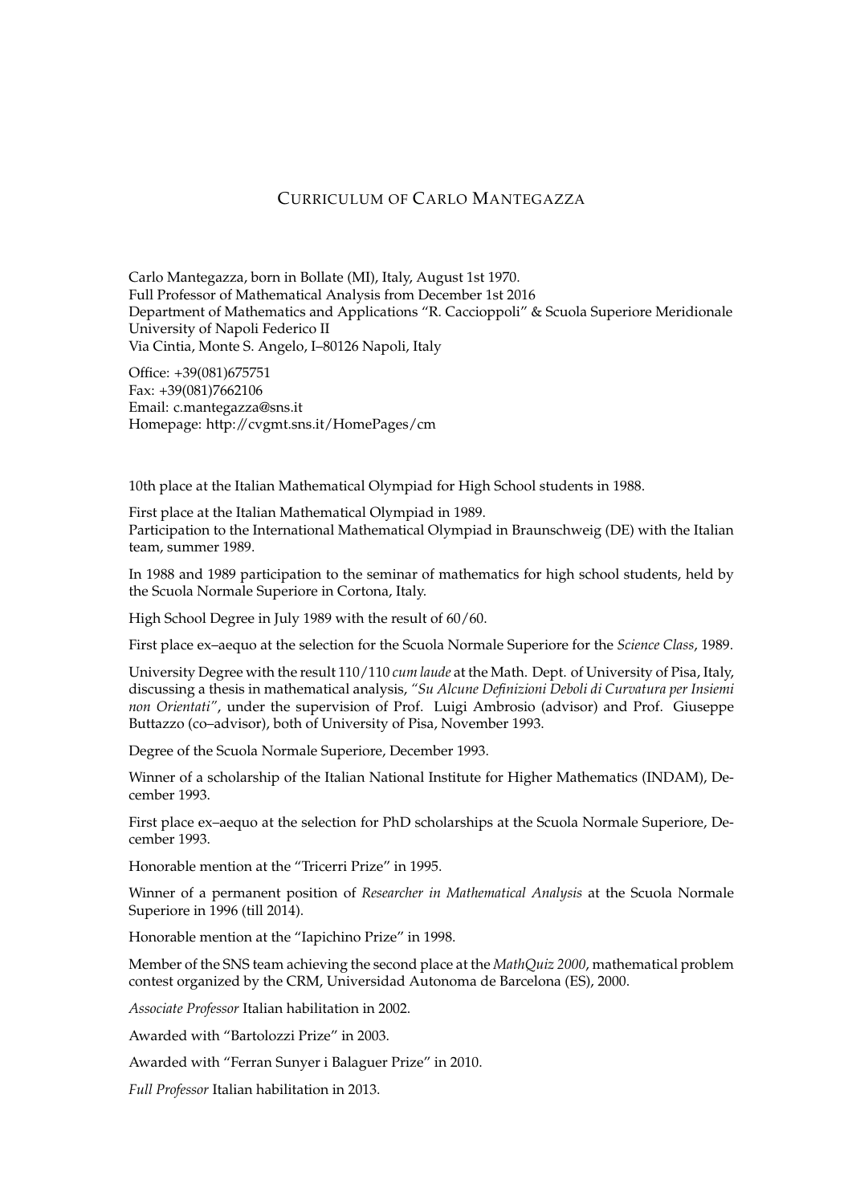# Curriculum of Carlo Mantegazza

Carlo Mantegazza, born in Bollate (MI), Italy, August 1st 1970.
Full Professor of Mathematical Analysis from December 1st 2016
Department of Mathematics and Applications "R. Caccioppoli" & Scuola Superiore Meridionale
University of Napoli Federico II
Via Cintia, Monte S. Angelo, I–80126 Napoli, Italy

Office: +39(081)675751
Fax: +39(081)7662106
Email: c.mantegazza@sns.it
Homepage: http://cvgmt.sns.it/HomePages/cm

10th place at the Italian Mathematical Olympiad for High School students in 1988.

First place at the Italian Mathematical Olympiad in 1989.
Participation to the International Mathematical Olympiad in Braunschweig (DE) with the Italian team, summer 1989.

In 1988 and 1989 participation to the seminar of mathematics for high school students, held by the Scuola Normale Superiore in Cortona, Italy.

High School Degree in July 1989 with the result of 60/60.

First place ex–aequo at the selection for the Scuola Normale Superiore for the *Science Class*, 1989.

University Degree with the result 110/110 *cum laude* at the Math. Dept. of University of Pisa, Italy, discussing a thesis in mathematical analysis, *"Su Alcune Definizioni Deboli di Curvatura per Insiemi non Orientati"*, under the supervision of Prof. Luigi Ambrosio (advisor) and Prof. Giuseppe Buttazzo (co–advisor), both of University of Pisa, November 1993.

Degree of the Scuola Normale Superiore, December 1993.

Winner of a scholarship of the Italian National Institute for Higher Mathematics (INDAM), December 1993.

First place ex–aequo at the selection for PhD scholarships at the Scuola Normale Superiore, December 1993.

Honorable mention at the "Tricerri Prize" in 1995.

Winner of a permanent position of *Researcher in Mathematical Analysis* at the Scuola Normale Superiore in 1996 (till 2014).

Honorable mention at the "Iapichino Prize" in 1998.

Member of the SNS team achieving the second place at the *MathQuiz 2000*, mathematical problem contest organized by the CRM, Universidad Autonoma de Barcelona (ES), 2000.

*Associate Professor* Italian habilitation in 2002.

Awarded with "Bartolozzi Prize" in 2003.

Awarded with "Ferran Sunyer i Balaguer Prize" in 2010.

*Full Professor* Italian habilitation in 2013.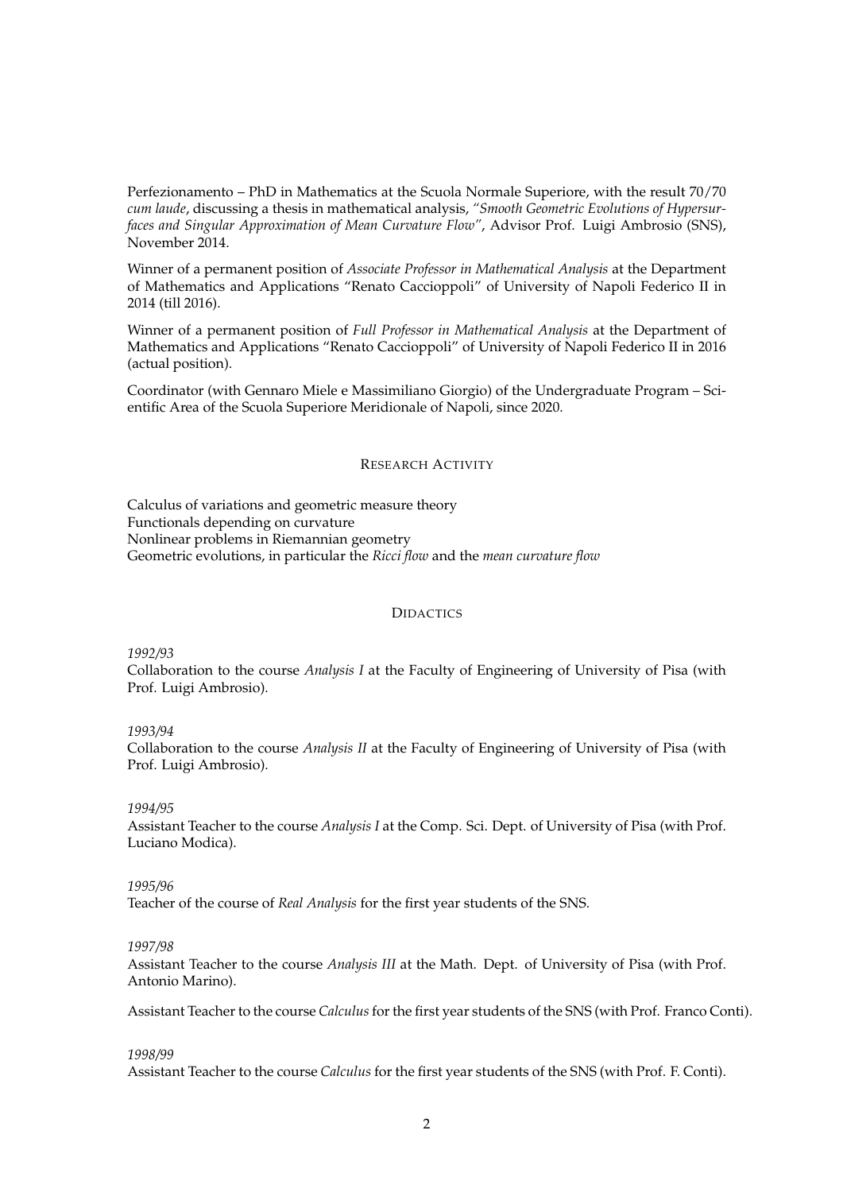Perfezionamento – PhD in Mathematics at the Scuola Normale Superiore, with the result 70/70 *cum laude*, discussing a thesis in mathematical analysis, *"Smooth Geometric Evolutions of Hypersurfaces and Singular Approximation of Mean Curvature Flow"*, Advisor Prof. Luigi Ambrosio (SNS), November 2014.

Winner of a permanent position of *Associate Professor in Mathematical Analysis* at the Department of Mathematics and Applications "Renato Caccioppoli" of University of Napoli Federico II in 2014 (till 2016).

Winner of a permanent position of *Full Professor in Mathematical Analysis* at the Department of Mathematics and Applications "Renato Caccioppoli" of University of Napoli Federico II in 2016 (actual position).

Coordinator (with Gennaro Miele e Massimiliano Giorgio) of the Undergraduate Program – Scientific Area of the Scuola Superiore Meridionale of Napoli, since 2020.

## Research Activity

Calculus of variations and geometric measure theory
Functionals depending on curvature
Nonlinear problems in Riemannian geometry
Geometric evolutions, in particular the *Ricci flow* and the *mean curvature flow*

## Didactics

*1992/93*
Collaboration to the course *Analysis I* at the Faculty of Engineering of University of Pisa (with Prof. Luigi Ambrosio).

*1993/94*
Collaboration to the course *Analysis II* at the Faculty of Engineering of University of Pisa (with Prof. Luigi Ambrosio).

*1994/95*
Assistant Teacher to the course *Analysis I* at the Comp. Sci. Dept. of University of Pisa (with Prof. Luciano Modica).

*1995/96*
Teacher of the course of *Real Analysis* for the first year students of the SNS.

*1997/98*
Assistant Teacher to the course *Analysis III* at the Math. Dept. of University of Pisa (with Prof. Antonio Marino).

Assistant Teacher to the course *Calculus* for the first year students of the SNS (with Prof. Franco Conti).

*1998/99*
Assistant Teacher to the course *Calculus* for the first year students of the SNS (with Prof. F. Conti).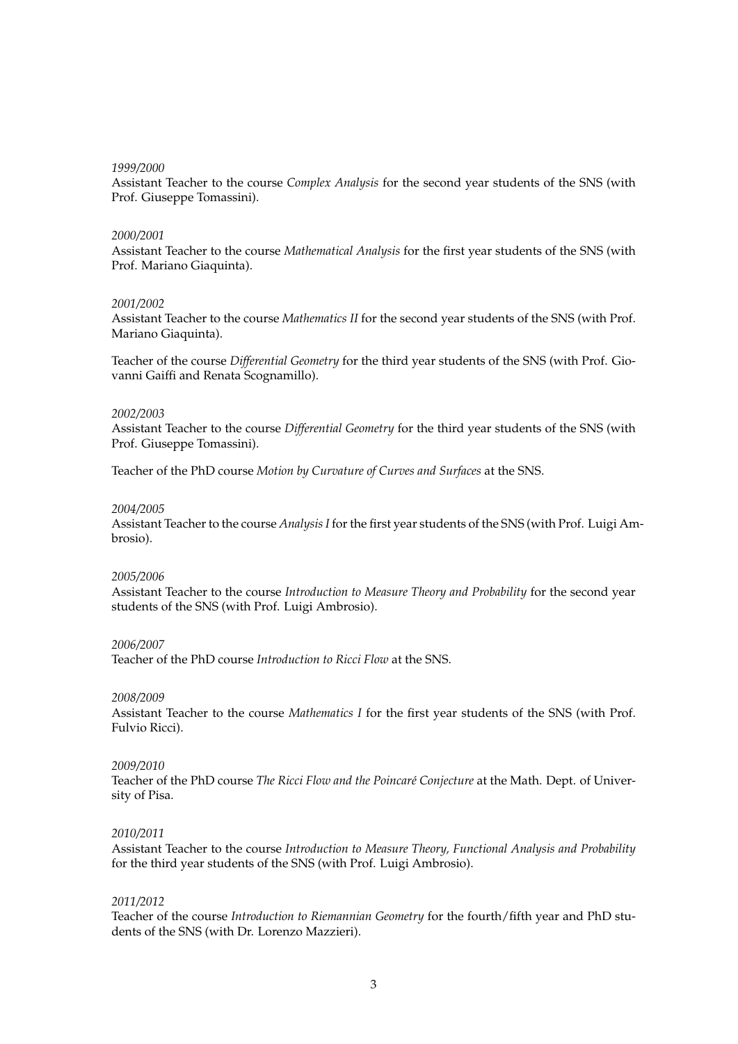*1999/2000*
Assistant Teacher to the course *Complex Analysis* for the second year students of the SNS (with Prof. Giuseppe Tomassini).

*2000/2001*
Assistant Teacher to the course *Mathematical Analysis* for the first year students of the SNS (with Prof. Mariano Giaquinta).

*2001/2002*
Assistant Teacher to the course *Mathematics II* for the second year students of the SNS (with Prof. Mariano Giaquinta).

Teacher of the course *Differential Geometry* for the third year students of the SNS (with Prof. Giovanni Gaiffi and Renata Scognamillo).

*2002/2003*
Assistant Teacher to the course *Differential Geometry* for the third year students of the SNS (with Prof. Giuseppe Tomassini).

Teacher of the PhD course *Motion by Curvature of Curves and Surfaces* at the SNS.

*2004/2005*
Assistant Teacher to the course *Analysis I* for the first year students of the SNS (with Prof. Luigi Ambrosio).

*2005/2006*
Assistant Teacher to the course *Introduction to Measure Theory and Probability* for the second year students of the SNS (with Prof. Luigi Ambrosio).

*2006/2007*
Teacher of the PhD course *Introduction to Ricci Flow* at the SNS.

*2008/2009*
Assistant Teacher to the course *Mathematics I* for the first year students of the SNS (with Prof. Fulvio Ricci).

*2009/2010*
Teacher of the PhD course *The Ricci Flow and the Poincaré Conjecture* at the Math. Dept. of University of Pisa.

*2010/2011*
Assistant Teacher to the course *Introduction to Measure Theory, Functional Analysis and Probability* for the third year students of the SNS (with Prof. Luigi Ambrosio).

*2011/2012*
Teacher of the course *Introduction to Riemannian Geometry* for the fourth/fifth year and PhD students of the SNS (with Dr. Lorenzo Mazzieri).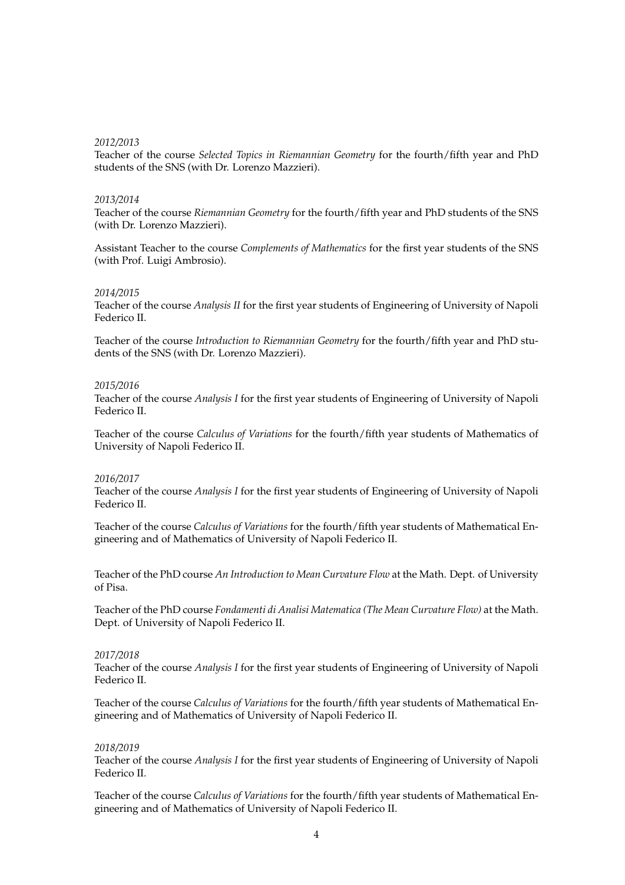*2012/2013*
Teacher of the course *Selected Topics in Riemannian Geometry* for the fourth/fifth year and PhD students of the SNS (with Dr. Lorenzo Mazzieri).

*2013/2014*
Teacher of the course *Riemannian Geometry* for the fourth/fifth year and PhD students of the SNS (with Dr. Lorenzo Mazzieri).

Assistant Teacher to the course *Complements of Mathematics* for the first year students of the SNS (with Prof. Luigi Ambrosio).

*2014/2015*
Teacher of the course *Analysis II* for the first year students of Engineering of University of Napoli Federico II.

Teacher of the course *Introduction to Riemannian Geometry* for the fourth/fifth year and PhD students of the SNS (with Dr. Lorenzo Mazzieri).

*2015/2016*
Teacher of the course *Analysis I* for the first year students of Engineering of University of Napoli Federico II.

Teacher of the course *Calculus of Variations* for the fourth/fifth year students of Mathematics of University of Napoli Federico II.

*2016/2017*
Teacher of the course *Analysis I* for the first year students of Engineering of University of Napoli Federico II.

Teacher of the course *Calculus of Variations* for the fourth/fifth year students of Mathematical Engineering and of Mathematics of University of Napoli Federico II.

Teacher of the PhD course *An Introduction to Mean Curvature Flow* at the Math. Dept. of University of Pisa.

Teacher of the PhD course *Fondamenti di Analisi Matematica (The Mean Curvature Flow)* at the Math. Dept. of University of Napoli Federico II.

*2017/2018*
Teacher of the course *Analysis I* for the first year students of Engineering of University of Napoli Federico II.

Teacher of the course *Calculus of Variations* for the fourth/fifth year students of Mathematical Engineering and of Mathematics of University of Napoli Federico II.

*2018/2019*
Teacher of the course *Analysis I* for the first year students of Engineering of University of Napoli Federico II.

Teacher of the course *Calculus of Variations* for the fourth/fifth year students of Mathematical Engineering and of Mathematics of University of Napoli Federico II.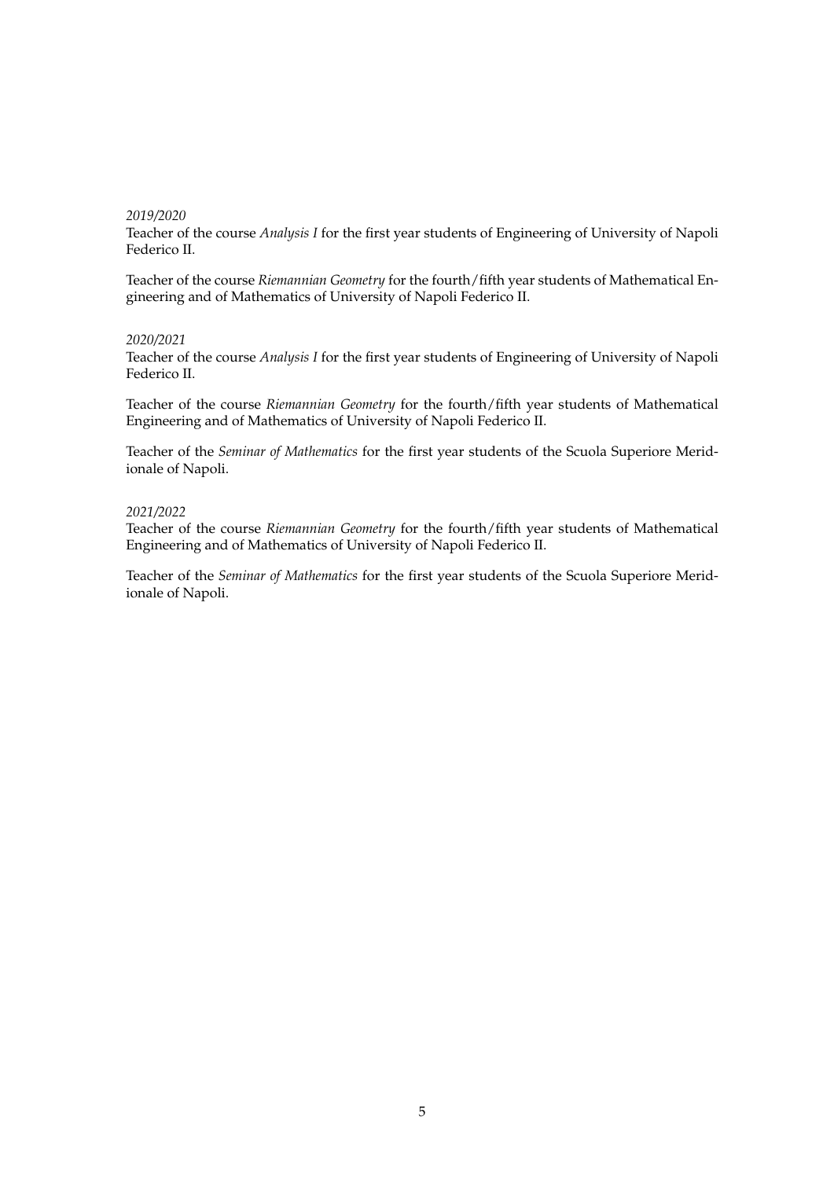*2019/2020*
Teacher of the course *Analysis I* for the first year students of Engineering of University of Napoli Federico II.

Teacher of the course *Riemannian Geometry* for the fourth/fifth year students of Mathematical Engineering and of Mathematics of University of Napoli Federico II.

*2020/2021*
Teacher of the course *Analysis I* for the first year students of Engineering of University of Napoli Federico II.

Teacher of the course *Riemannian Geometry* for the fourth/fifth year students of Mathematical Engineering and of Mathematics of University of Napoli Federico II.

Teacher of the *Seminar of Mathematics* for the first year students of the Scuola Superiore Meridionale of Napoli.

*2021/2022*
Teacher of the course *Riemannian Geometry* for the fourth/fifth year students of Mathematical Engineering and of Mathematics of University of Napoli Federico II.

Teacher of the *Seminar of Mathematics* for the first year students of the Scuola Superiore Meridionale of Napoli.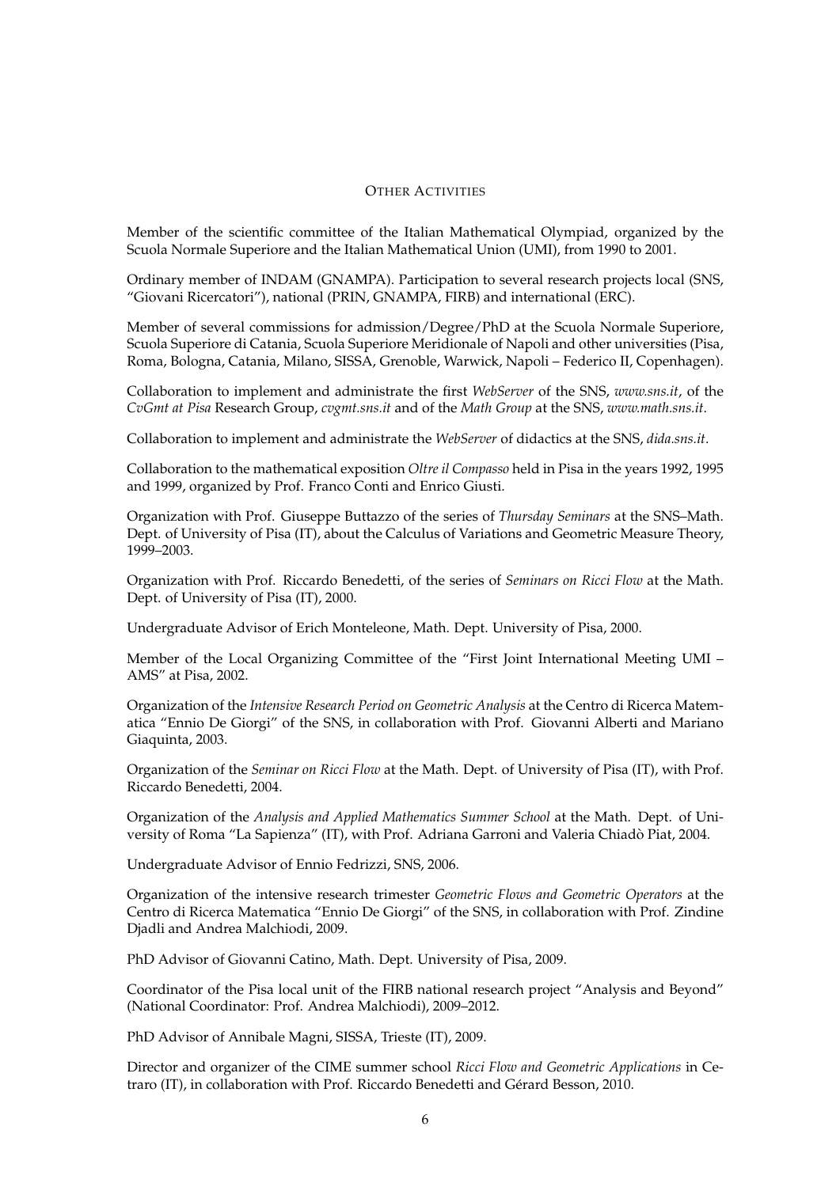## Other Activities

Member of the scientific committee of the Italian Mathematical Olympiad, organized by the Scuola Normale Superiore and the Italian Mathematical Union (UMI), from 1990 to 2001.

Ordinary member of INDAM (GNAMPA). Participation to several research projects local (SNS, "Giovani Ricercatori"), national (PRIN, GNAMPA, FIRB) and international (ERC).

Member of several commissions for admission/Degree/PhD at the Scuola Normale Superiore, Scuola Superiore di Catania, Scuola Superiore Meridionale of Napoli and other universities (Pisa, Roma, Bologna, Catania, Milano, SISSA, Grenoble, Warwick, Napoli – Federico II, Copenhagen).

Collaboration to implement and administrate the first *WebServer* of the SNS, *www.sns.it*, of the *CvGmt at Pisa* Research Group, *cvgmt.sns.it* and of the *Math Group* at the SNS, *www.math.sns.it*.

Collaboration to implement and administrate the *WebServer* of didactics at the SNS, *dida.sns.it*.

Collaboration to the mathematical exposition *Oltre il Compasso* held in Pisa in the years 1992, 1995 and 1999, organized by Prof. Franco Conti and Enrico Giusti.

Organization with Prof. Giuseppe Buttazzo of the series of *Thursday Seminars* at the SNS–Math. Dept. of University of Pisa (IT), about the Calculus of Variations and Geometric Measure Theory, 1999–2003.

Organization with Prof. Riccardo Benedetti, of the series of *Seminars on Ricci Flow* at the Math. Dept. of University of Pisa (IT), 2000.

Undergraduate Advisor of Erich Monteleone, Math. Dept. University of Pisa, 2000.

Member of the Local Organizing Committee of the "First Joint International Meeting UMI – AMS" at Pisa, 2002.

Organization of the *Intensive Research Period on Geometric Analysis* at the Centro di Ricerca Matematica "Ennio De Giorgi" of the SNS, in collaboration with Prof. Giovanni Alberti and Mariano Giaquinta, 2003.

Organization of the *Seminar on Ricci Flow* at the Math. Dept. of University of Pisa (IT), with Prof. Riccardo Benedetti, 2004.

Organization of the *Analysis and Applied Mathematics Summer School* at the Math. Dept. of University of Roma "La Sapienza" (IT), with Prof. Adriana Garroni and Valeria Chiadò Piat, 2004.

Undergraduate Advisor of Ennio Fedrizzi, SNS, 2006.

Organization of the intensive research trimester *Geometric Flows and Geometric Operators* at the Centro di Ricerca Matematica "Ennio De Giorgi" of the SNS, in collaboration with Prof. Zindine Djadli and Andrea Malchiodi, 2009.

PhD Advisor of Giovanni Catino, Math. Dept. University of Pisa, 2009.

Coordinator of the Pisa local unit of the FIRB national research project "Analysis and Beyond" (National Coordinator: Prof. Andrea Malchiodi), 2009–2012.

PhD Advisor of Annibale Magni, SISSA, Trieste (IT), 2009.

Director and organizer of the CIME summer school *Ricci Flow and Geometric Applications* in Cetraro (IT), in collaboration with Prof. Riccardo Benedetti and Gérard Besson, 2010.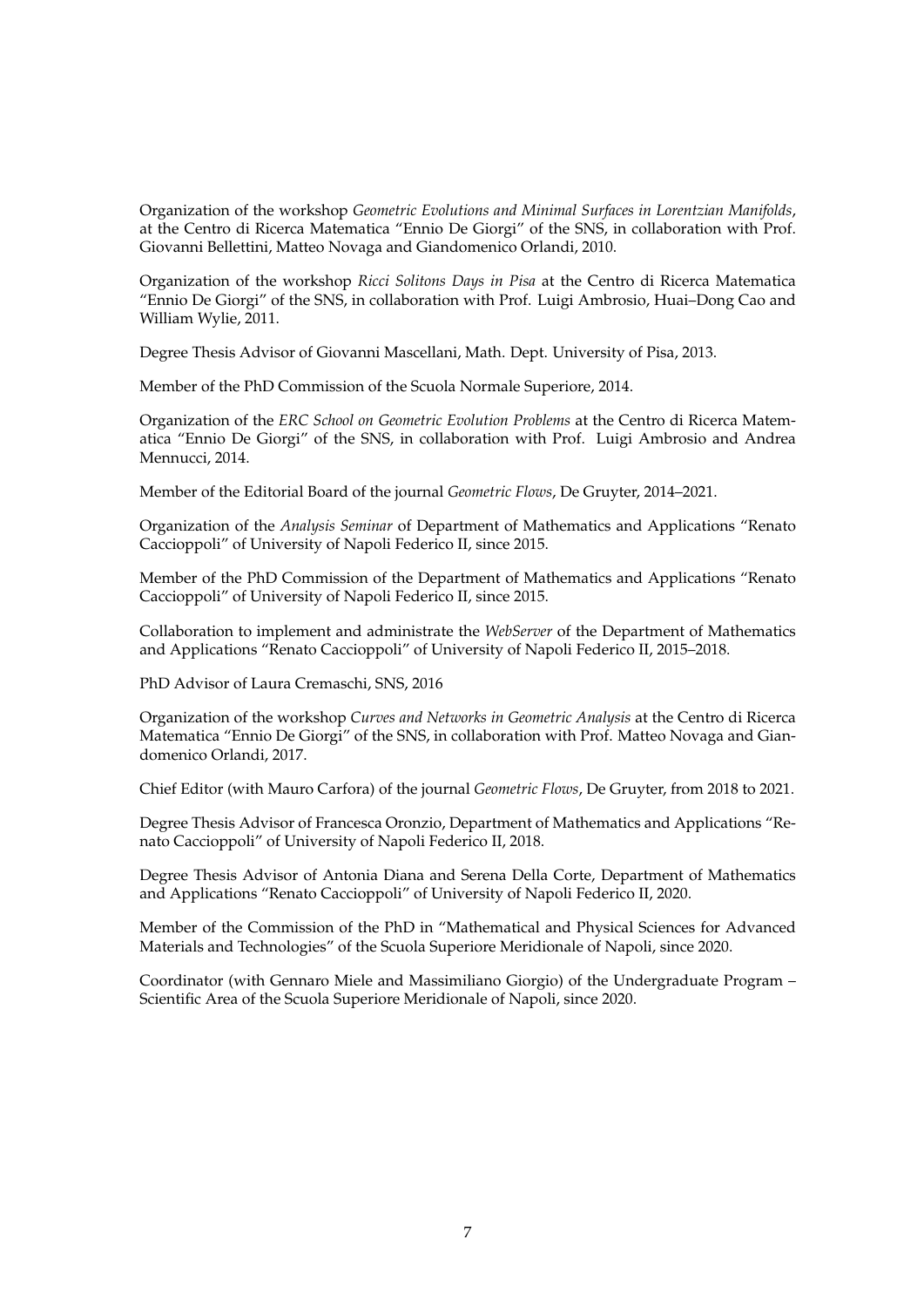Organization of the workshop *Geometric Evolutions and Minimal Surfaces in Lorentzian Manifolds*, at the Centro di Ricerca Matematica "Ennio De Giorgi" of the SNS, in collaboration with Prof. Giovanni Bellettini, Matteo Novaga and Giandomenico Orlandi, 2010.

Organization of the workshop *Ricci Solitons Days in Pisa* at the Centro di Ricerca Matematica "Ennio De Giorgi" of the SNS, in collaboration with Prof. Luigi Ambrosio, Huai–Dong Cao and William Wylie, 2011.

Degree Thesis Advisor of Giovanni Mascellani, Math. Dept. University of Pisa, 2013.

Member of the PhD Commission of the Scuola Normale Superiore, 2014.

Organization of the *ERC School on Geometric Evolution Problems* at the Centro di Ricerca Matematica "Ennio De Giorgi" of the SNS, in collaboration with Prof. Luigi Ambrosio and Andrea Mennucci, 2014.

Member of the Editorial Board of the journal *Geometric Flows*, De Gruyter, 2014–2021.

Organization of the *Analysis Seminar* of Department of Mathematics and Applications "Renato Caccioppoli" of University of Napoli Federico II, since 2015.

Member of the PhD Commission of the Department of Mathematics and Applications "Renato Caccioppoli" of University of Napoli Federico II, since 2015.

Collaboration to implement and administrate the *WebServer* of the Department of Mathematics and Applications "Renato Caccioppoli" of University of Napoli Federico II, 2015–2018.

PhD Advisor of Laura Cremaschi, SNS, 2016

Organization of the workshop *Curves and Networks in Geometric Analysis* at the Centro di Ricerca Matematica "Ennio De Giorgi" of the SNS, in collaboration with Prof. Matteo Novaga and Giandomenico Orlandi, 2017.

Chief Editor (with Mauro Carfora) of the journal *Geometric Flows*, De Gruyter, from 2018 to 2021.

Degree Thesis Advisor of Francesca Oronzio, Department of Mathematics and Applications "Renato Caccioppoli" of University of Napoli Federico II, 2018.

Degree Thesis Advisor of Antonia Diana and Serena Della Corte, Department of Mathematics and Applications "Renato Caccioppoli" of University of Napoli Federico II, 2020.

Member of the Commission of the PhD in "Mathematical and Physical Sciences for Advanced Materials and Technologies" of the Scuola Superiore Meridionale of Napoli, since 2020.

Coordinator (with Gennaro Miele and Massimiliano Giorgio) of the Undergraduate Program – Scientific Area of the Scuola Superiore Meridionale of Napoli, since 2020.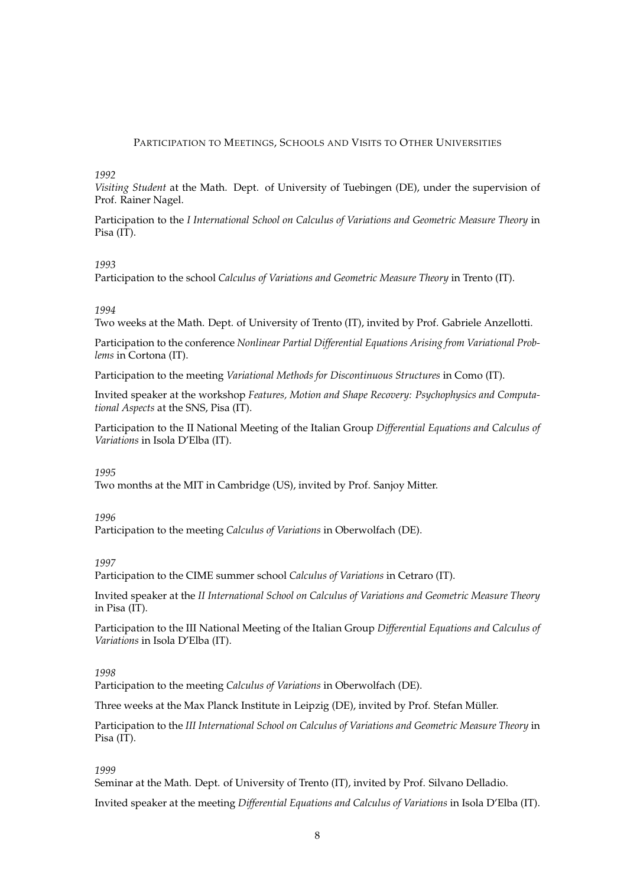## Participation to Meetings, Schools and Visits to Other Universities

*1992*

*Visiting Student* at the Math. Dept. of University of Tuebingen (DE), under the supervision of Prof. Rainer Nagel.

Participation to the *I International School on Calculus of Variations and Geometric Measure Theory* in Pisa (IT).

*1993*

Participation to the school *Calculus of Variations and Geometric Measure Theory* in Trento (IT).

*1994*

Two weeks at the Math. Dept. of University of Trento (IT), invited by Prof. Gabriele Anzellotti.

Participation to the conference *Nonlinear Partial Differential Equations Arising from Variational Problems* in Cortona (IT).

Participation to the meeting *Variational Methods for Discontinuous Structures* in Como (IT).

Invited speaker at the workshop *Features, Motion and Shape Recovery: Psychophysics and Computational Aspects* at the SNS, Pisa (IT).

Participation to the II National Meeting of the Italian Group *Differential Equations and Calculus of Variations* in Isola D'Elba (IT).

*1995*

Two months at the MIT in Cambridge (US), invited by Prof. Sanjoy Mitter.

*1996*

Participation to the meeting *Calculus of Variations* in Oberwolfach (DE).

*1997*

Participation to the CIME summer school *Calculus of Variations* in Cetraro (IT).

Invited speaker at the *II International School on Calculus of Variations and Geometric Measure Theory* in Pisa (IT).

Participation to the III National Meeting of the Italian Group *Differential Equations and Calculus of Variations* in Isola D'Elba (IT).

*1998*

Participation to the meeting *Calculus of Variations* in Oberwolfach (DE).

Three weeks at the Max Planck Institute in Leipzig (DE), invited by Prof. Stefan Müller.

Participation to the *III International School on Calculus of Variations and Geometric Measure Theory* in Pisa (IT).

*1999*

Seminar at the Math. Dept. of University of Trento (IT), invited by Prof. Silvano Delladio.

Invited speaker at the meeting *Differential Equations and Calculus of Variations* in Isola D'Elba (IT).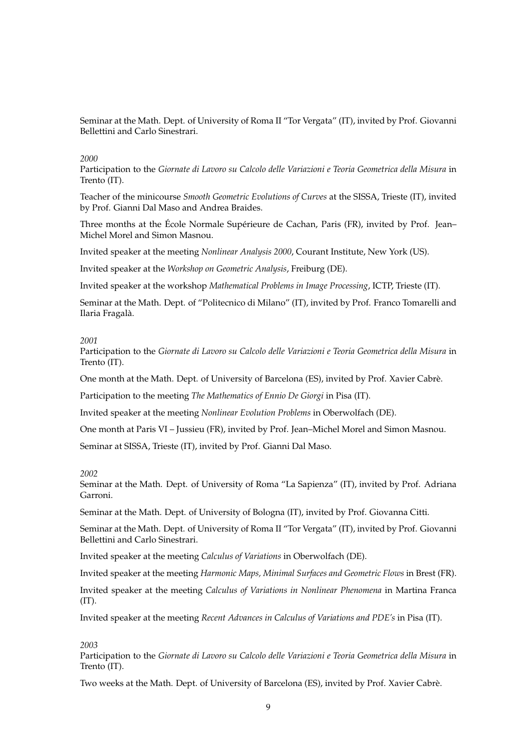Seminar at the Math. Dept. of University of Roma II "Tor Vergata" (IT), invited by Prof. Giovanni Bellettini and Carlo Sinestrari.

*2000*
Participation to the *Giornate di Lavoro su Calcolo delle Variazioni e Teoria Geometrica della Misura* in Trento (IT).

Teacher of the minicourse *Smooth Geometric Evolutions of Curves* at the SISSA, Trieste (IT), invited by Prof. Gianni Dal Maso and Andrea Braides.

Three months at the École Normale Supérieure de Cachan, Paris (FR), invited by Prof. Jean–Michel Morel and Simon Masnou.

Invited speaker at the meeting *Nonlinear Analysis 2000*, Courant Institute, New York (US).

Invited speaker at the *Workshop on Geometric Analysis*, Freiburg (DE).

Invited speaker at the workshop *Mathematical Problems in Image Processing*, ICTP, Trieste (IT).

Seminar at the Math. Dept. of "Politecnico di Milano" (IT), invited by Prof. Franco Tomarelli and Ilaria Fragalà.

*2001*
Participation to the *Giornate di Lavoro su Calcolo delle Variazioni e Teoria Geometrica della Misura* in Trento (IT).

One month at the Math. Dept. of University of Barcelona (ES), invited by Prof. Xavier Cabrè.

Participation to the meeting *The Mathematics of Ennio De Giorgi* in Pisa (IT).

Invited speaker at the meeting *Nonlinear Evolution Problems* in Oberwolfach (DE).

One month at Paris VI – Jussieu (FR), invited by Prof. Jean–Michel Morel and Simon Masnou.

Seminar at SISSA, Trieste (IT), invited by Prof. Gianni Dal Maso.

*2002*
Seminar at the Math. Dept. of University of Roma "La Sapienza" (IT), invited by Prof. Adriana Garroni.

Seminar at the Math. Dept. of University of Bologna (IT), invited by Prof. Giovanna Citti.

Seminar at the Math. Dept. of University of Roma II "Tor Vergata" (IT), invited by Prof. Giovanni Bellettini and Carlo Sinestrari.

Invited speaker at the meeting *Calculus of Variations* in Oberwolfach (DE).

Invited speaker at the meeting *Harmonic Maps, Minimal Surfaces and Geometric Flows* in Brest (FR).

Invited speaker at the meeting *Calculus of Variations in Nonlinear Phenomena* in Martina Franca (IT).

Invited speaker at the meeting *Recent Advances in Calculus of Variations and PDE's* in Pisa (IT).

*2003*
Participation to the *Giornate di Lavoro su Calcolo delle Variazioni e Teoria Geometrica della Misura* in Trento (IT).

Two weeks at the Math. Dept. of University of Barcelona (ES), invited by Prof. Xavier Cabrè.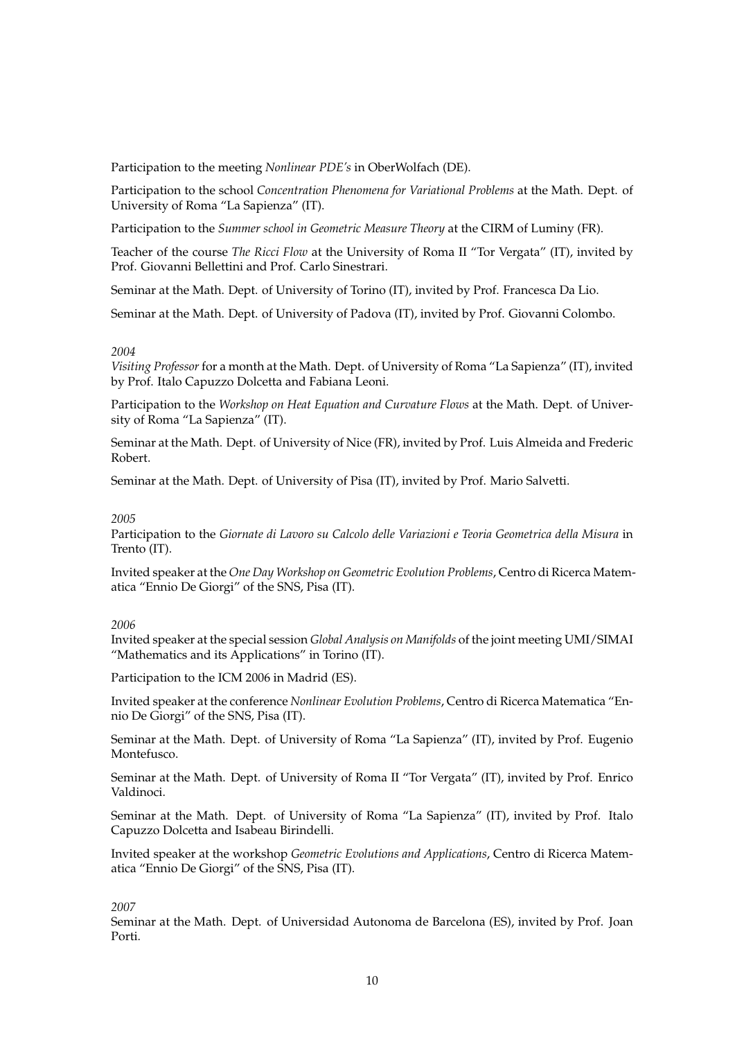Participation to the meeting *Nonlinear PDE's* in OberWolfach (DE).

Participation to the school *Concentration Phenomena for Variational Problems* at the Math. Dept. of University of Roma "La Sapienza" (IT).

Participation to the *Summer school in Geometric Measure Theory* at the CIRM of Luminy (FR).

Teacher of the course *The Ricci Flow* at the University of Roma II "Tor Vergata" (IT), invited by Prof. Giovanni Bellettini and Prof. Carlo Sinestrari.

Seminar at the Math. Dept. of University of Torino (IT), invited by Prof. Francesca Da Lio.

Seminar at the Math. Dept. of University of Padova (IT), invited by Prof. Giovanni Colombo.

*2004*

*Visiting Professor* for a month at the Math. Dept. of University of Roma "La Sapienza" (IT), invited by Prof. Italo Capuzzo Dolcetta and Fabiana Leoni.

Participation to the *Workshop on Heat Equation and Curvature Flows* at the Math. Dept. of University of Roma "La Sapienza" (IT).

Seminar at the Math. Dept. of University of Nice (FR), invited by Prof. Luis Almeida and Frederic Robert.

Seminar at the Math. Dept. of University of Pisa (IT), invited by Prof. Mario Salvetti.

*2005*

Participation to the *Giornate di Lavoro su Calcolo delle Variazioni e Teoria Geometrica della Misura* in Trento (IT).

Invited speaker at the *One Day Workshop on Geometric Evolution Problems*, Centro di Ricerca Matematica "Ennio De Giorgi" of the SNS, Pisa (IT).

*2006*

Invited speaker at the special session *Global Analysis on Manifolds* of the joint meeting UMI/SIMAI "Mathematics and its Applications" in Torino (IT).

Participation to the ICM 2006 in Madrid (ES).

Invited speaker at the conference *Nonlinear Evolution Problems*, Centro di Ricerca Matematica "Ennio De Giorgi" of the SNS, Pisa (IT).

Seminar at the Math. Dept. of University of Roma "La Sapienza" (IT), invited by Prof. Eugenio Montefusco.

Seminar at the Math. Dept. of University of Roma II "Tor Vergata" (IT), invited by Prof. Enrico Valdinoci.

Seminar at the Math. Dept. of University of Roma "La Sapienza" (IT), invited by Prof. Italo Capuzzo Dolcetta and Isabeau Birindelli.

Invited speaker at the workshop *Geometric Evolutions and Applications*, Centro di Ricerca Matematica "Ennio De Giorgi" of the SNS, Pisa (IT).

*2007*

Seminar at the Math. Dept. of Universidad Autonoma de Barcelona (ES), invited by Prof. Joan Porti.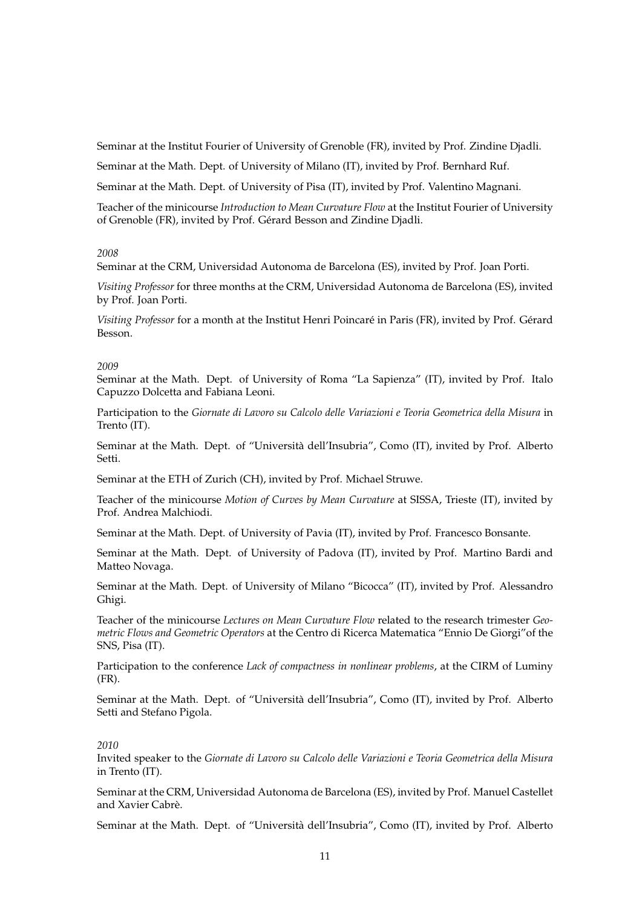Seminar at the Institut Fourier of University of Grenoble (FR), invited by Prof. Zindine Djadli.

Seminar at the Math. Dept. of University of Milano (IT), invited by Prof. Bernhard Ruf.

Seminar at the Math. Dept. of University of Pisa (IT), invited by Prof. Valentino Magnani.

Teacher of the minicourse *Introduction to Mean Curvature Flow* at the Institut Fourier of University of Grenoble (FR), invited by Prof. Gérard Besson and Zindine Djadli.

*2008*

Seminar at the CRM, Universidad Autonoma de Barcelona (ES), invited by Prof. Joan Porti.

*Visiting Professor* for three months at the CRM, Universidad Autonoma de Barcelona (ES), invited by Prof. Joan Porti.

*Visiting Professor* for a month at the Institut Henri Poincaré in Paris (FR), invited by Prof. Gérard Besson.

*2009*

Seminar at the Math. Dept. of University of Roma "La Sapienza" (IT), invited by Prof. Italo Capuzzo Dolcetta and Fabiana Leoni.

Participation to the *Giornate di Lavoro su Calcolo delle Variazioni e Teoria Geometrica della Misura* in Trento (IT).

Seminar at the Math. Dept. of "Università dell'Insubria", Como (IT), invited by Prof. Alberto Setti.

Seminar at the ETH of Zurich (CH), invited by Prof. Michael Struwe.

Teacher of the minicourse *Motion of Curves by Mean Curvature* at SISSA, Trieste (IT), invited by Prof. Andrea Malchiodi.

Seminar at the Math. Dept. of University of Pavia (IT), invited by Prof. Francesco Bonsante.

Seminar at the Math. Dept. of University of Padova (IT), invited by Prof. Martino Bardi and Matteo Novaga.

Seminar at the Math. Dept. of University of Milano "Bicocca" (IT), invited by Prof. Alessandro Ghigi.

Teacher of the minicourse *Lectures on Mean Curvature Flow* related to the research trimester *Geometric Flows and Geometric Operators* at the Centro di Ricerca Matematica "Ennio De Giorgi"of the SNS, Pisa (IT).

Participation to the conference *Lack of compactness in nonlinear problems*, at the CIRM of Luminy (FR).

Seminar at the Math. Dept. of "Università dell'Insubria", Como (IT), invited by Prof. Alberto Setti and Stefano Pigola.

*2010*

Invited speaker to the *Giornate di Lavoro su Calcolo delle Variazioni e Teoria Geometrica della Misura* in Trento (IT).

Seminar at the CRM, Universidad Autonoma de Barcelona (ES), invited by Prof. Manuel Castellet and Xavier Cabrè.

Seminar at the Math. Dept. of "Università dell'Insubria", Como (IT), invited by Prof. Alberto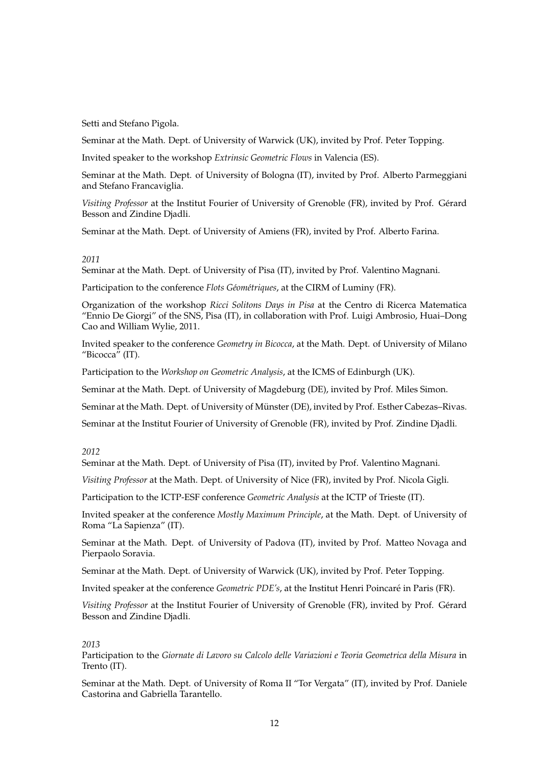Setti and Stefano Pigola.

Seminar at the Math. Dept. of University of Warwick (UK), invited by Prof. Peter Topping.

Invited speaker to the workshop *Extrinsic Geometric Flows* in Valencia (ES).

Seminar at the Math. Dept. of University of Bologna (IT), invited by Prof. Alberto Parmeggiani and Stefano Francaviglia.

*Visiting Professor* at the Institut Fourier of University of Grenoble (FR), invited by Prof. Gérard Besson and Zindine Djadli.

Seminar at the Math. Dept. of University of Amiens (FR), invited by Prof. Alberto Farina.

*2011*
Seminar at the Math. Dept. of University of Pisa (IT), invited by Prof. Valentino Magnani.

Participation to the conference *Flots Géométriques*, at the CIRM of Luminy (FR).

Organization of the workshop *Ricci Solitons Days in Pisa* at the Centro di Ricerca Matematica "Ennio De Giorgi" of the SNS, Pisa (IT), in collaboration with Prof. Luigi Ambrosio, Huai–Dong Cao and William Wylie, 2011.

Invited speaker to the conference *Geometry in Bicocca*, at the Math. Dept. of University of Milano "Bicocca" (IT).

Participation to the *Workshop on Geometric Analysis*, at the ICMS of Edinburgh (UK).

Seminar at the Math. Dept. of University of Magdeburg (DE), invited by Prof. Miles Simon.

Seminar at the Math. Dept. of University of Münster (DE), invited by Prof. Esther Cabezas–Rivas.

Seminar at the Institut Fourier of University of Grenoble (FR), invited by Prof. Zindine Djadli.

*2012*
Seminar at the Math. Dept. of University of Pisa (IT), invited by Prof. Valentino Magnani.

*Visiting Professor* at the Math. Dept. of University of Nice (FR), invited by Prof. Nicola Gigli.

Participation to the ICTP-ESF conference *Geometric Analysis* at the ICTP of Trieste (IT).

Invited speaker at the conference *Mostly Maximum Principle*, at the Math. Dept. of University of Roma "La Sapienza" (IT).

Seminar at the Math. Dept. of University of Padova (IT), invited by Prof. Matteo Novaga and Pierpaolo Soravia.

Seminar at the Math. Dept. of University of Warwick (UK), invited by Prof. Peter Topping.

Invited speaker at the conference *Geometric PDE's*, at the Institut Henri Poincaré in Paris (FR).

*Visiting Professor* at the Institut Fourier of University of Grenoble (FR), invited by Prof. Gérard Besson and Zindine Djadli.

*2013*
Participation to the *Giornate di Lavoro su Calcolo delle Variazioni e Teoria Geometrica della Misura* in Trento (IT).

Seminar at the Math. Dept. of University of Roma II "Tor Vergata" (IT), invited by Prof. Daniele Castorina and Gabriella Tarantello.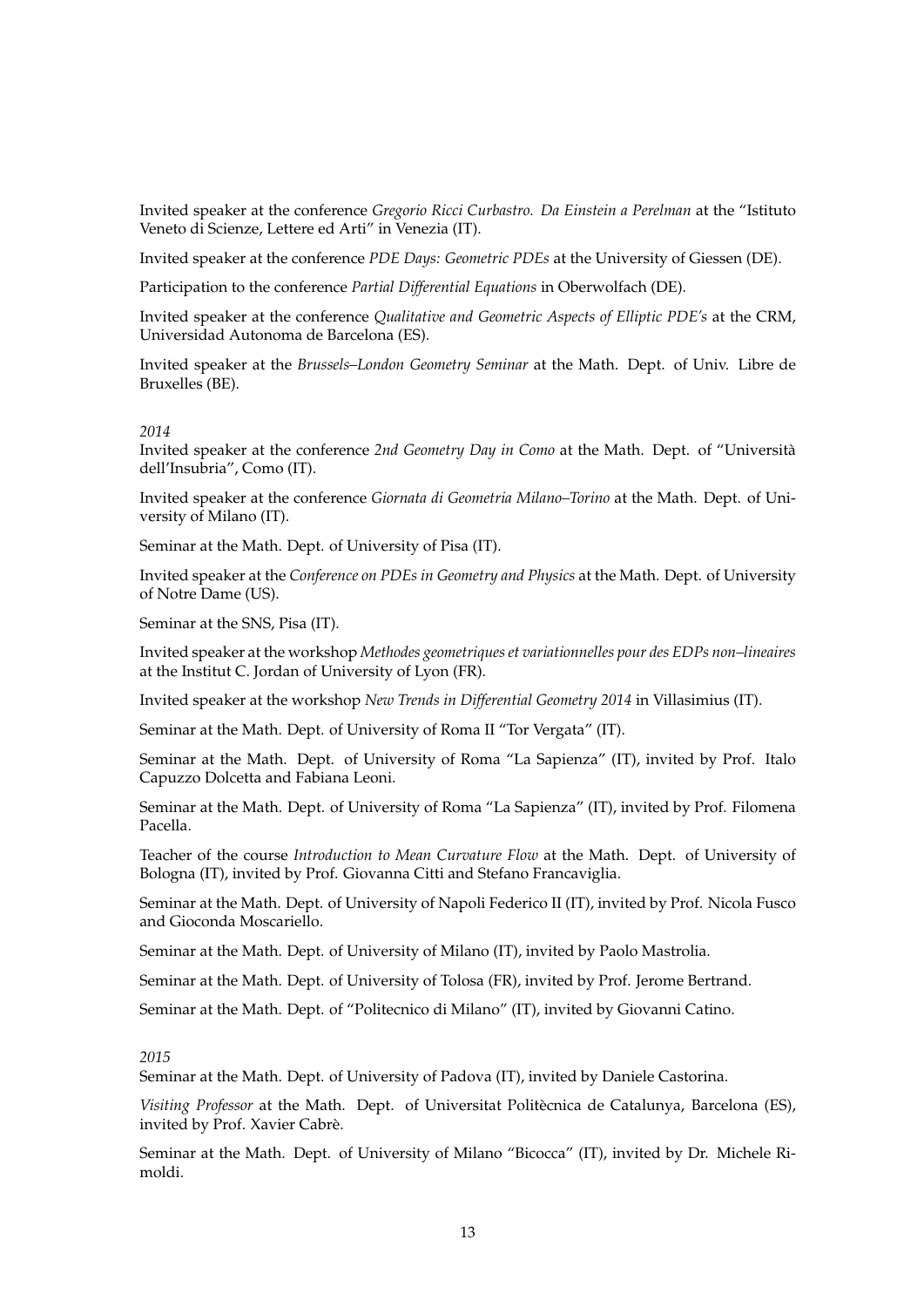Invited speaker at the conference *Gregorio Ricci Curbastro. Da Einstein a Perelman* at the "Istituto Veneto di Scienze, Lettere ed Arti" in Venezia (IT).

Invited speaker at the conference *PDE Days: Geometric PDEs* at the University of Giessen (DE).

Participation to the conference *Partial Differential Equations* in Oberwolfach (DE).

Invited speaker at the conference *Qualitative and Geometric Aspects of Elliptic PDE's* at the CRM, Universidad Autonoma de Barcelona (ES).

Invited speaker at the *Brussels–London Geometry Seminar* at the Math. Dept. of Univ. Libre de Bruxelles (BE).

*2014*

Invited speaker at the conference *2nd Geometry Day in Como* at the Math. Dept. of "Università dell'Insubria", Como (IT).

Invited speaker at the conference *Giornata di Geometria Milano–Torino* at the Math. Dept. of University of Milano (IT).

Seminar at the Math. Dept. of University of Pisa (IT).

Invited speaker at the *Conference on PDEs in Geometry and Physics* at the Math. Dept. of University of Notre Dame (US).

Seminar at the SNS, Pisa (IT).

Invited speaker at the workshop *Methodes geometriques et variationnelles pour des EDPs non–lineaires* at the Institut C. Jordan of University of Lyon (FR).

Invited speaker at the workshop *New Trends in Differential Geometry 2014* in Villasimius (IT).

Seminar at the Math. Dept. of University of Roma II "Tor Vergata" (IT).

Seminar at the Math. Dept. of University of Roma "La Sapienza" (IT), invited by Prof. Italo Capuzzo Dolcetta and Fabiana Leoni.

Seminar at the Math. Dept. of University of Roma "La Sapienza" (IT), invited by Prof. Filomena Pacella.

Teacher of the course *Introduction to Mean Curvature Flow* at the Math. Dept. of University of Bologna (IT), invited by Prof. Giovanna Citti and Stefano Francaviglia.

Seminar at the Math. Dept. of University of Napoli Federico II (IT), invited by Prof. Nicola Fusco and Gioconda Moscariello.

Seminar at the Math. Dept. of University of Milano (IT), invited by Paolo Mastrolia.

Seminar at the Math. Dept. of University of Tolosa (FR), invited by Prof. Jerome Bertrand.

Seminar at the Math. Dept. of "Politecnico di Milano" (IT), invited by Giovanni Catino.

*2015*

Seminar at the Math. Dept. of University of Padova (IT), invited by Daniele Castorina.

*Visiting Professor* at the Math. Dept. of Universitat Politècnica de Catalunya, Barcelona (ES), invited by Prof. Xavier Cabrè.

Seminar at the Math. Dept. of University of Milano "Bicocca" (IT), invited by Dr. Michele Rimoldi.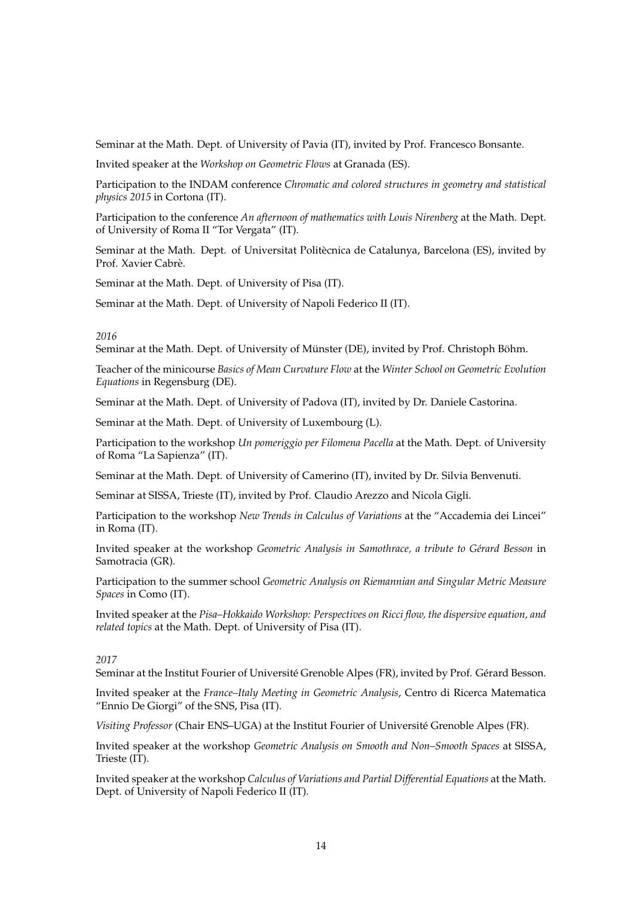Seminar at the Math. Dept. of University of Pavia (IT), invited by Prof. Francesco Bonsante.

Invited speaker at the *Workshop on Geometric Flows* at Granada (ES).

Participation to the INDAM conference *Chromatic and colored structures in geometry and statistical physics 2015* in Cortona (IT).

Participation to the conference *An afternoon of mathematics with Louis Nirenberg* at the Math. Dept. of University of Roma II "Tor Vergata" (IT).

Seminar at the Math. Dept. of Universitat Politècnica de Catalunya, Barcelona (ES), invited by Prof. Xavier Cabrè.

Seminar at the Math. Dept. of University of Pisa (IT).

Seminar at the Math. Dept. of University of Napoli Federico II (IT).

*2016*

Seminar at the Math. Dept. of University of Münster (DE), invited by Prof. Christoph Böhm.

Teacher of the minicourse *Basics of Mean Curvature Flow* at the *Winter School on Geometric Evolution Equations* in Regensburg (DE).

Seminar at the Math. Dept. of University of Padova (IT), invited by Dr. Daniele Castorina.

Seminar at the Math. Dept. of University of Luxembourg (L).

Participation to the workshop *Un pomeriggio per Filomena Pacella* at the Math. Dept. of University of Roma "La Sapienza" (IT).

Seminar at the Math. Dept. of University of Camerino (IT), invited by Dr. Silvia Benvenuti.

Seminar at SISSA, Trieste (IT), invited by Prof. Claudio Arezzo and Nicola Gigli.

Participation to the workshop *New Trends in Calculus of Variations* at the "Accademia dei Lincei" in Roma (IT).

Invited speaker at the workshop *Geometric Analysis in Samothrace, a tribute to Gérard Besson* in Samotracia (GR).

Participation to the summer school *Geometric Analysis on Riemannian and Singular Metric Measure Spaces* in Como (IT).

Invited speaker at the *Pisa–Hokkaido Workshop: Perspectives on Ricci flow, the dispersive equation, and related topics* at the Math. Dept. of University of Pisa (IT).

*2017*

Seminar at the Institut Fourier of Université Grenoble Alpes (FR), invited by Prof. Gérard Besson.

Invited speaker at the *France–Italy Meeting in Geometric Analysis*, Centro di Ricerca Matematica "Ennio De Giorgi" of the SNS, Pisa (IT).

*Visiting Professor* (Chair ENS–UGA) at the Institut Fourier of Université Grenoble Alpes (FR).

Invited speaker at the workshop *Geometric Analysis on Smooth and Non–Smooth Spaces* at SISSA, Trieste (IT).

Invited speaker at the workshop *Calculus of Variations and Partial Differential Equations* at the Math. Dept. of University of Napoli Federico II (IT).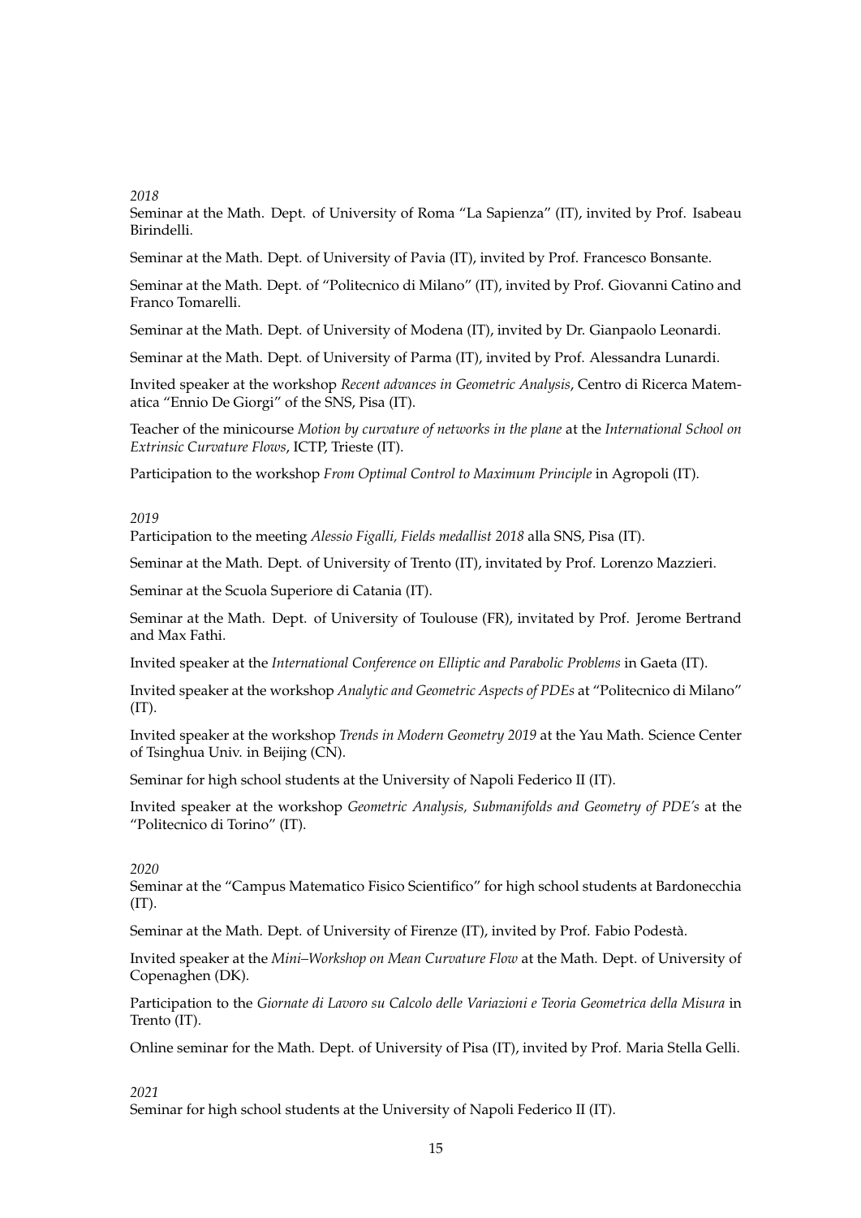*2018*
Seminar at the Math. Dept. of University of Roma "La Sapienza" (IT), invited by Prof. Isabeau Birindelli.

Seminar at the Math. Dept. of University of Pavia (IT), invited by Prof. Francesco Bonsante.

Seminar at the Math. Dept. of "Politecnico di Milano" (IT), invited by Prof. Giovanni Catino and Franco Tomarelli.

Seminar at the Math. Dept. of University of Modena (IT), invited by Dr. Gianpaolo Leonardi.

Seminar at the Math. Dept. of University of Parma (IT), invited by Prof. Alessandra Lunardi.

Invited speaker at the workshop *Recent advances in Geometric Analysis*, Centro di Ricerca Matematica "Ennio De Giorgi" of the SNS, Pisa (IT).

Teacher of the minicourse *Motion by curvature of networks in the plane* at the *International School on Extrinsic Curvature Flows*, ICTP, Trieste (IT).

Participation to the workshop *From Optimal Control to Maximum Principle* in Agropoli (IT).

*2019*
Participation to the meeting *Alessio Figalli, Fields medallist 2018* alla SNS, Pisa (IT).

Seminar at the Math. Dept. of University of Trento (IT), invitated by Prof. Lorenzo Mazzieri.

Seminar at the Scuola Superiore di Catania (IT).

Seminar at the Math. Dept. of University of Toulouse (FR), invitated by Prof. Jerome Bertrand and Max Fathi.

Invited speaker at the *International Conference on Elliptic and Parabolic Problems* in Gaeta (IT).

Invited speaker at the workshop *Analytic and Geometric Aspects of PDEs* at "Politecnico di Milano" (IT).

Invited speaker at the workshop *Trends in Modern Geometry 2019* at the Yau Math. Science Center of Tsinghua Univ. in Beijing (CN).

Seminar for high school students at the University of Napoli Federico II (IT).

Invited speaker at the workshop *Geometric Analysis, Submanifolds and Geometry of PDE's* at the "Politecnico di Torino" (IT).

*2020*
Seminar at the "Campus Matematico Fisico Scientifico" for high school students at Bardonecchia (IT).

Seminar at the Math. Dept. of University of Firenze (IT), invited by Prof. Fabio Podestà.

Invited speaker at the *Mini–Workshop on Mean Curvature Flow* at the Math. Dept. of University of Copenaghen (DK).

Participation to the *Giornate di Lavoro su Calcolo delle Variazioni e Teoria Geometrica della Misura* in Trento (IT).

Online seminar for the Math. Dept. of University of Pisa (IT), invited by Prof. Maria Stella Gelli.

*2021*
Seminar for high school students at the University of Napoli Federico II (IT).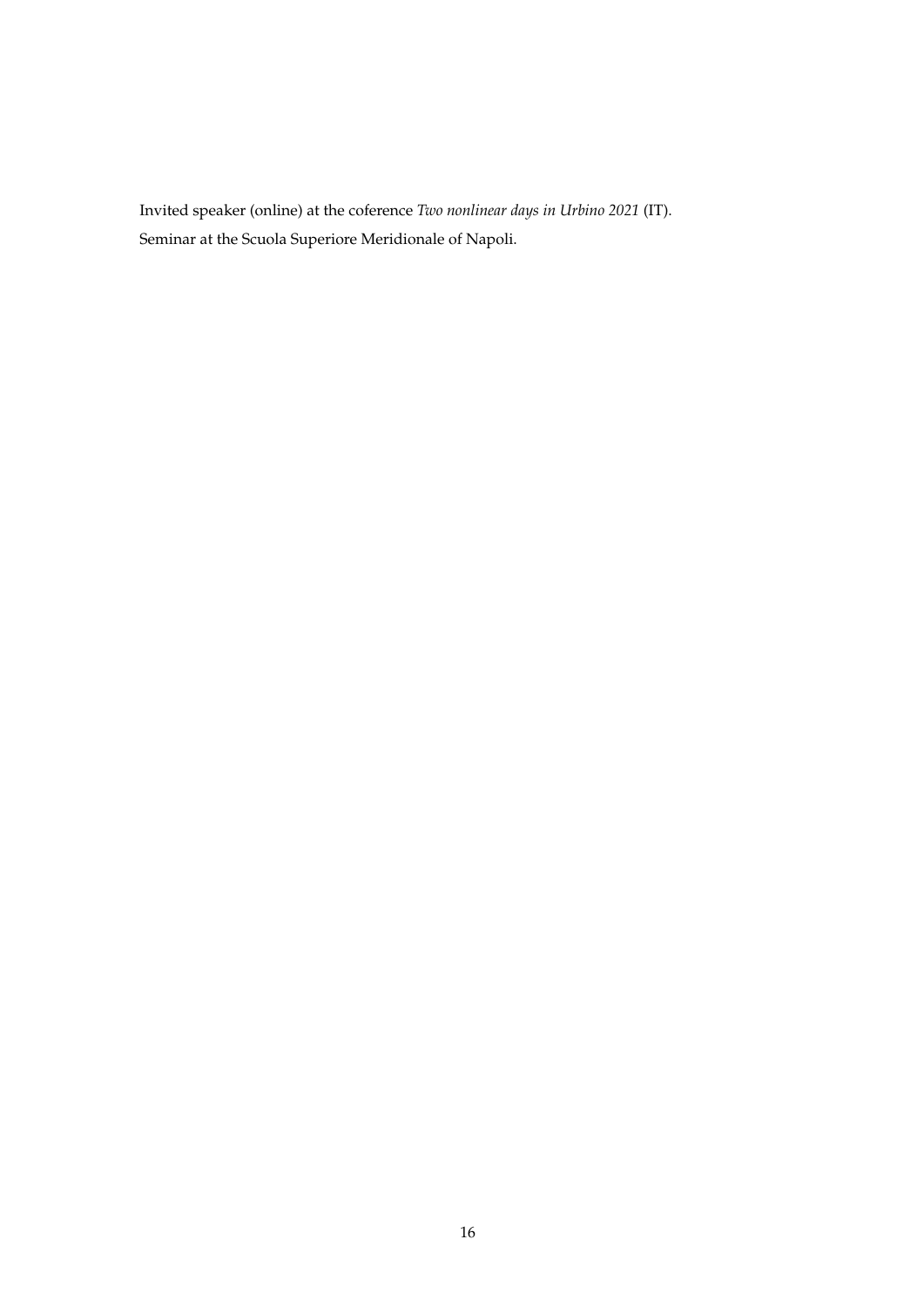Invited speaker (online) at the coference *Two nonlinear days in Urbino 2021* (IT).

Seminar at the Scuola Superiore Meridionale of Napoli.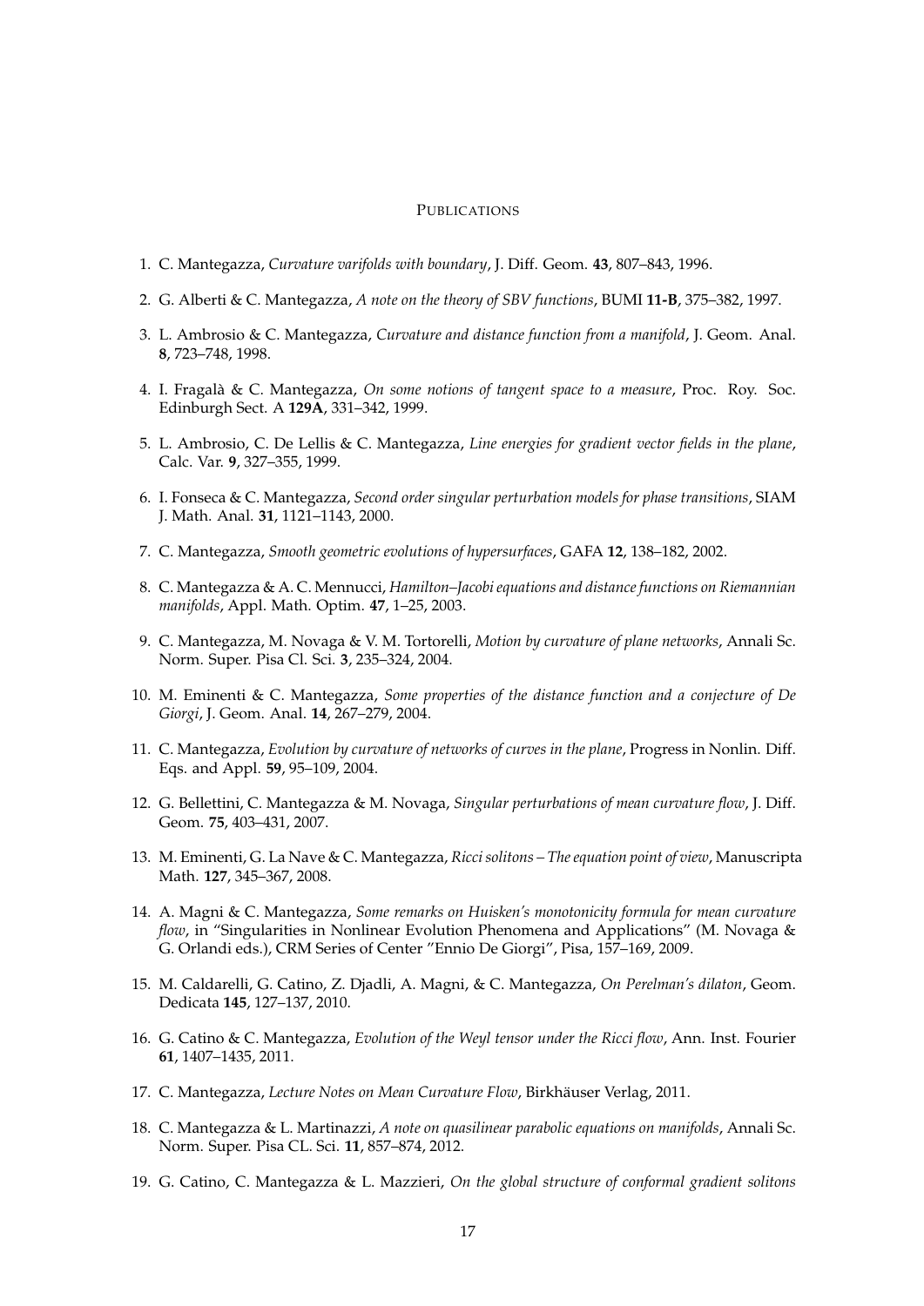# Publications

1. C. Mantegazza, *Curvature varifolds with boundary*, J. Diff. Geom. **43**, 807–843, 1996.
2. G. Alberti & C. Mantegazza, *A note on the theory of SBV functions*, BUMI **11-B**, 375–382, 1997.
3. L. Ambrosio & C. Mantegazza, *Curvature and distance function from a manifold*, J. Geom. Anal. **8**, 723–748, 1998.
4. I. Fragalà & C. Mantegazza, *On some notions of tangent space to a measure*, Proc. Roy. Soc. Edinburgh Sect. A **129A**, 331–342, 1999.
5. L. Ambrosio, C. De Lellis & C. Mantegazza, *Line energies for gradient vector fields in the plane*, Calc. Var. **9**, 327–355, 1999.
6. I. Fonseca & C. Mantegazza, *Second order singular perturbation models for phase transitions*, SIAM J. Math. Anal. **31**, 1121–1143, 2000.
7. C. Mantegazza, *Smooth geometric evolutions of hypersurfaces*, GAFA **12**, 138–182, 2002.
8. C. Mantegazza & A. C. Mennucci, *Hamilton–Jacobi equations and distance functions on Riemannian manifolds*, Appl. Math. Optim. **47**, 1–25, 2003.
9. C. Mantegazza, M. Novaga & V. M. Tortorelli, *Motion by curvature of plane networks*, Annali Sc. Norm. Super. Pisa Cl. Sci. **3**, 235–324, 2004.
10. M. Eminenti & C. Mantegazza, *Some properties of the distance function and a conjecture of De Giorgi*, J. Geom. Anal. **14**, 267–279, 2004.
11. C. Mantegazza, *Evolution by curvature of networks of curves in the plane*, Progress in Nonlin. Diff. Eqs. and Appl. **59**, 95–109, 2004.
12. G. Bellettini, C. Mantegazza & M. Novaga, *Singular perturbations of mean curvature flow*, J. Diff. Geom. **75**, 403–431, 2007.
13. M. Eminenti, G. La Nave & C. Mantegazza, *Ricci solitons – The equation point of view*, Manuscripta Math. **127**, 345–367, 2008.
14. A. Magni & C. Mantegazza, *Some remarks on Huisken's monotonicity formula for mean curvature flow*, in "Singularities in Nonlinear Evolution Phenomena and Applications" (M. Novaga & G. Orlandi eds.), CRM Series of Center "Ennio De Giorgi", Pisa, 157–169, 2009.
15. M. Caldarelli, G. Catino, Z. Djadli, A. Magni, & C. Mantegazza, *On Perelman's dilaton*, Geom. Dedicata **145**, 127–137, 2010.
16. G. Catino & C. Mantegazza, *Evolution of the Weyl tensor under the Ricci flow*, Ann. Inst. Fourier **61**, 1407–1435, 2011.
17. C. Mantegazza, *Lecture Notes on Mean Curvature Flow*, Birkhäuser Verlag, 2011.
18. C. Mantegazza & L. Martinazzi, *A note on quasilinear parabolic equations on manifolds*, Annali Sc. Norm. Super. Pisa CL. Sci. **11**, 857–874, 2012.
19. G. Catino, C. Mantegazza & L. Mazzieri, *On the global structure of conformal gradient solitons*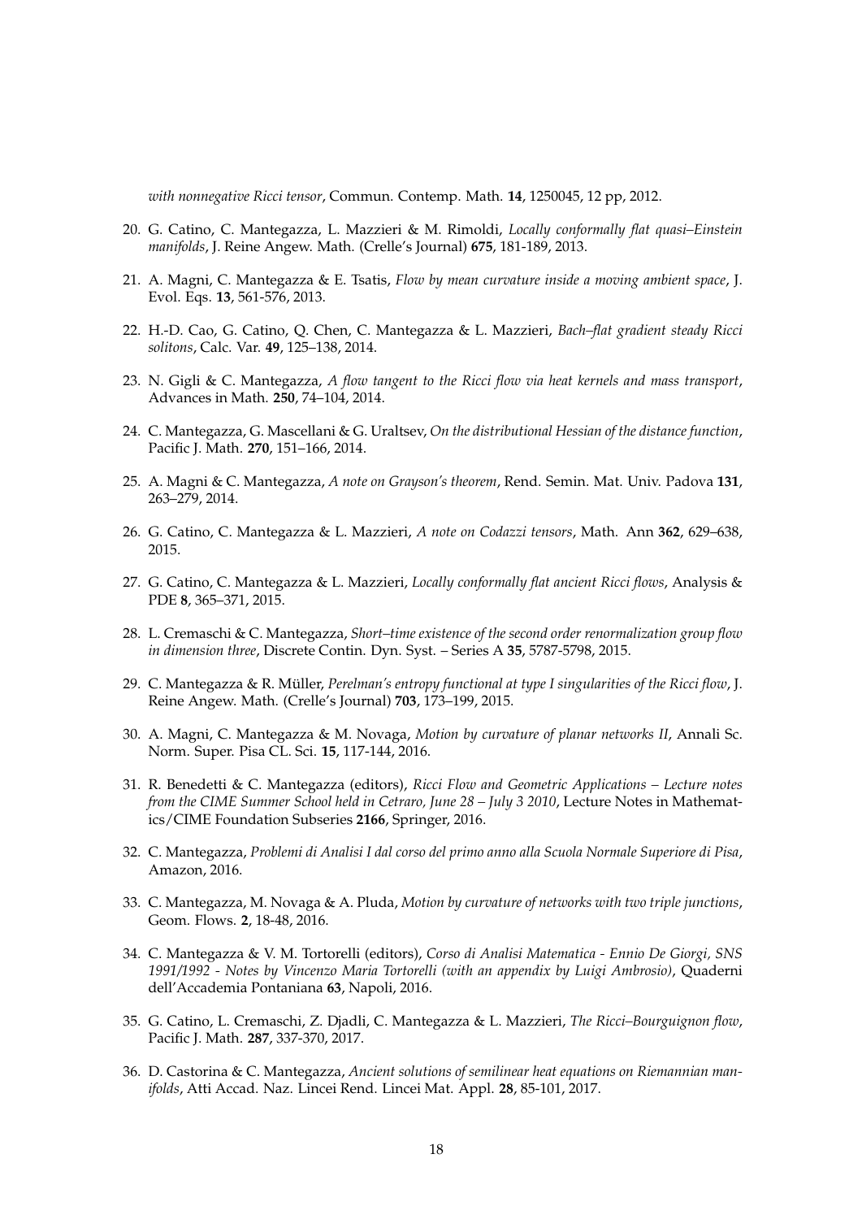*with nonnegative Ricci tensor*, Commun. Contemp. Math. **14**, 1250045, 12 pp, 2012.

20. G. Catino, C. Mantegazza, L. Mazzieri & M. Rimoldi, *Locally conformally flat quasi–Einstein manifolds*, J. Reine Angew. Math. (Crelle's Journal) **675**, 181-189, 2013.

21. A. Magni, C. Mantegazza & E. Tsatis, *Flow by mean curvature inside a moving ambient space*, J. Evol. Eqs. **13**, 561-576, 2013.

22. H.-D. Cao, G. Catino, Q. Chen, C. Mantegazza & L. Mazzieri, *Bach–flat gradient steady Ricci solitons*, Calc. Var. **49**, 125–138, 2014.

23. N. Gigli & C. Mantegazza, *A flow tangent to the Ricci flow via heat kernels and mass transport*, Advances in Math. **250**, 74–104, 2014.

24. C. Mantegazza, G. Mascellani & G. Uraltsev, *On the distributional Hessian of the distance function*, Pacific J. Math. **270**, 151–166, 2014.

25. A. Magni & C. Mantegazza, *A note on Grayson's theorem*, Rend. Semin. Mat. Univ. Padova **131**, 263–279, 2014.

26. G. Catino, C. Mantegazza & L. Mazzieri, *A note on Codazzi tensors*, Math. Ann **362**, 629–638, 2015.

27. G. Catino, C. Mantegazza & L. Mazzieri, *Locally conformally flat ancient Ricci flows*, Analysis & PDE **8**, 365–371, 2015.

28. L. Cremaschi & C. Mantegazza, *Short–time existence of the second order renormalization group flow in dimension three*, Discrete Contin. Dyn. Syst. – Series A **35**, 5787-5798, 2015.

29. C. Mantegazza & R. Müller, *Perelman's entropy functional at type I singularities of the Ricci flow*, J. Reine Angew. Math. (Crelle's Journal) **703**, 173–199, 2015.

30. A. Magni, C. Mantegazza & M. Novaga, *Motion by curvature of planar networks II*, Annali Sc. Norm. Super. Pisa CL. Sci. **15**, 117-144, 2016.

31. R. Benedetti & C. Mantegazza (editors), *Ricci Flow and Geometric Applications – Lecture notes from the CIME Summer School held in Cetraro, June 28 – July 3 2010*, Lecture Notes in Mathematics/CIME Foundation Subseries **2166**, Springer, 2016.

32. C. Mantegazza, *Problemi di Analisi I dal corso del primo anno alla Scuola Normale Superiore di Pisa*, Amazon, 2016.

33. C. Mantegazza, M. Novaga & A. Pluda, *Motion by curvature of networks with two triple junctions*, Geom. Flows. **2**, 18-48, 2016.

34. C. Mantegazza & V. M. Tortorelli (editors), *Corso di Analisi Matematica - Ennio De Giorgi, SNS 1991/1992 - Notes by Vincenzo Maria Tortorelli (with an appendix by Luigi Ambrosio)*, Quaderni dell'Accademia Pontaniana **63**, Napoli, 2016.

35. G. Catino, L. Cremaschi, Z. Djadli, C. Mantegazza & L. Mazzieri, *The Ricci–Bourguignon flow*, Pacific J. Math. **287**, 337-370, 2017.

36. D. Castorina & C. Mantegazza, *Ancient solutions of semilinear heat equations on Riemannian manifolds*, Atti Accad. Naz. Lincei Rend. Lincei Mat. Appl. **28**, 85-101, 2017.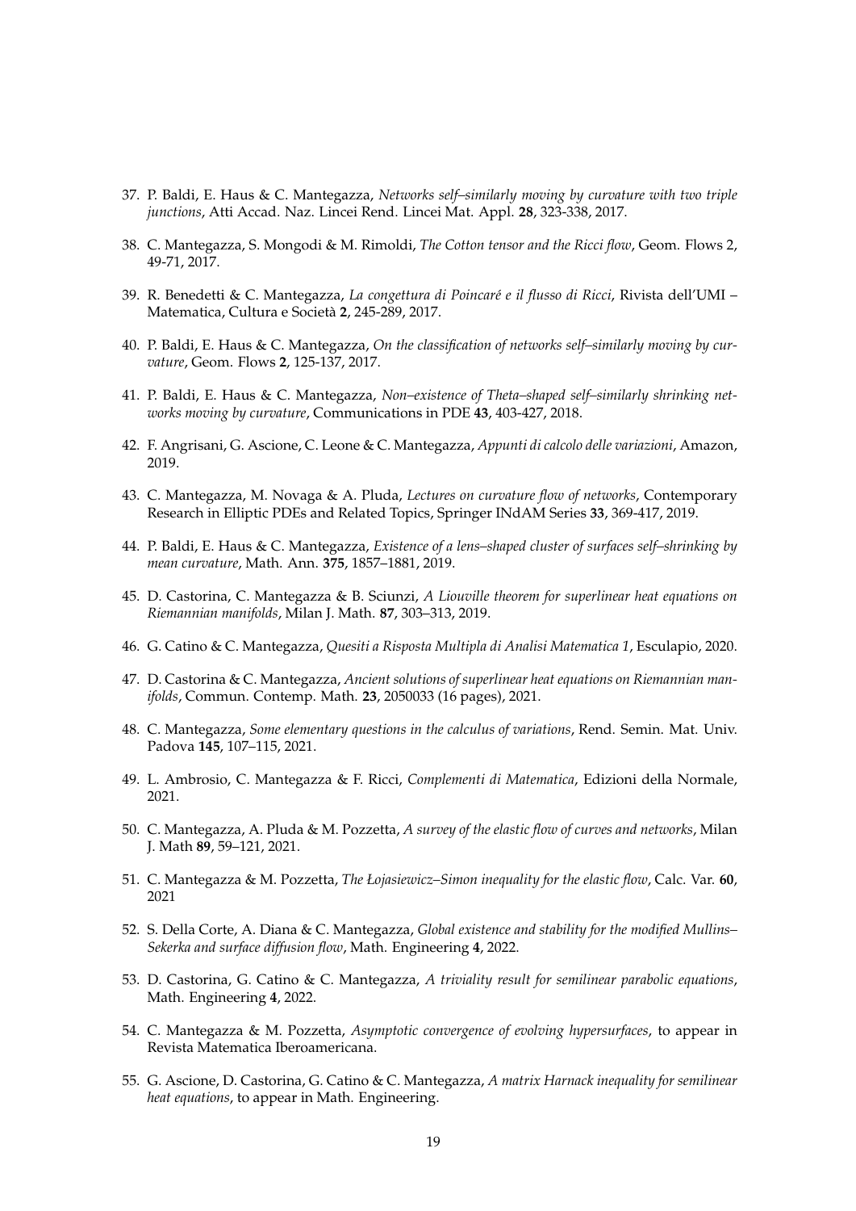37. P. Baldi, E. Haus & C. Mantegazza, *Networks self–similarly moving by curvature with two triple junctions*, Atti Accad. Naz. Lincei Rend. Lincei Mat. Appl. **28**, 323-338, 2017.

38. C. Mantegazza, S. Mongodi & M. Rimoldi, *The Cotton tensor and the Ricci flow*, Geom. Flows 2, 49-71, 2017.

39. R. Benedetti & C. Mantegazza, *La congettura di Poincaré e il flusso di Ricci*, Rivista dell'UMI – Matematica, Cultura e Società **2**, 245-289, 2017.

40. P. Baldi, E. Haus & C. Mantegazza, *On the classification of networks self–similarly moving by curvature*, Geom. Flows **2**, 125-137, 2017.

41. P. Baldi, E. Haus & C. Mantegazza, *Non–existence of Theta–shaped self–similarly shrinking networks moving by curvature*, Communications in PDE **43**, 403-427, 2018.

42. F. Angrisani, G. Ascione, C. Leone & C. Mantegazza, *Appunti di calcolo delle variazioni*, Amazon, 2019.

43. C. Mantegazza, M. Novaga & A. Pluda, *Lectures on curvature flow of networks*, Contemporary Research in Elliptic PDEs and Related Topics, Springer INdAM Series **33**, 369-417, 2019.

44. P. Baldi, E. Haus & C. Mantegazza, *Existence of a lens–shaped cluster of surfaces self–shrinking by mean curvature*, Math. Ann. **375**, 1857–1881, 2019.

45. D. Castorina, C. Mantegazza & B. Sciunzi, *A Liouville theorem for superlinear heat equations on Riemannian manifolds*, Milan J. Math. **87**, 303–313, 2019.

46. G. Catino & C. Mantegazza, *Quesiti a Risposta Multipla di Analisi Matematica 1*, Esculapio, 2020.

47. D. Castorina & C. Mantegazza, *Ancient solutions of superlinear heat equations on Riemannian manifolds*, Commun. Contemp. Math. **23**, 2050033 (16 pages), 2021.

48. C. Mantegazza, *Some elementary questions in the calculus of variations*, Rend. Semin. Mat. Univ. Padova **145**, 107–115, 2021.

49. L. Ambrosio, C. Mantegazza & F. Ricci, *Complementi di Matematica*, Edizioni della Normale, 2021.

50. C. Mantegazza, A. Pluda & M. Pozzetta, *A survey of the elastic flow of curves and networks*, Milan J. Math **89**, 59–121, 2021.

51. C. Mantegazza & M. Pozzetta, *The Łojasiewicz–Simon inequality for the elastic flow*, Calc. Var. **60**, 2021

52. S. Della Corte, A. Diana & C. Mantegazza, *Global existence and stability for the modified Mullins–Sekerka and surface diffusion flow*, Math. Engineering **4**, 2022.

53. D. Castorina, G. Catino & C. Mantegazza, *A triviality result for semilinear parabolic equations*, Math. Engineering **4**, 2022.

54. C. Mantegazza & M. Pozzetta, *Asymptotic convergence of evolving hypersurfaces*, to appear in Revista Matematica Iberoamericana.

55. G. Ascione, D. Castorina, G. Catino & C. Mantegazza, *A matrix Harnack inequality for semilinear heat equations*, to appear in Math. Engineering.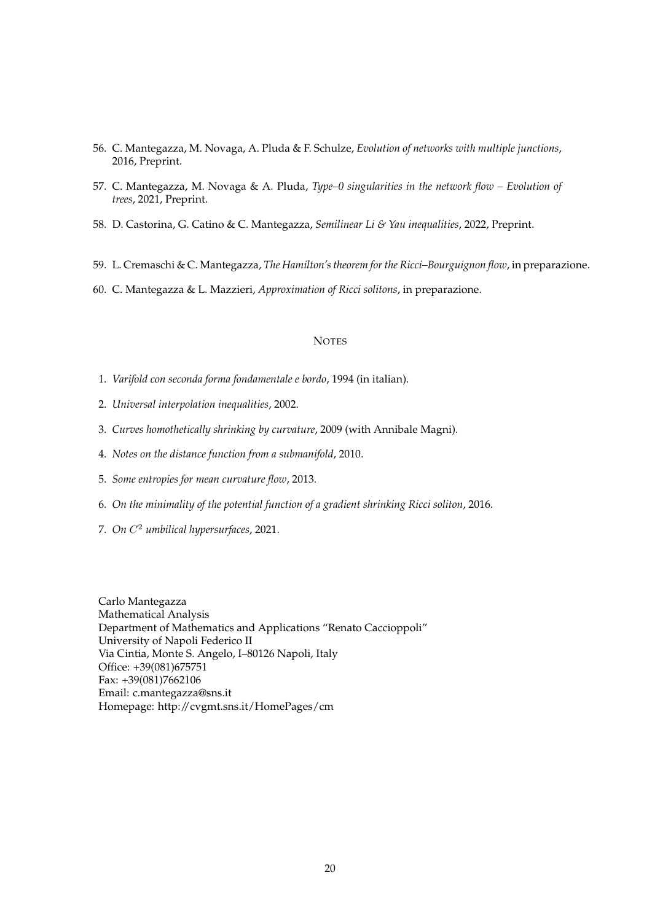56. C. Mantegazza, M. Novaga, A. Pluda & F. Schulze, *Evolution of networks with multiple junctions*, 2016, Preprint.

57. C. Mantegazza, M. Novaga & A. Pluda, *Type–0 singularities in the network flow – Evolution of trees*, 2021, Preprint.

58. D. Castorina, G. Catino & C. Mantegazza, *Semilinear Li & Yau inequalities*, 2022, Preprint.

59. L. Cremaschi & C. Mantegazza, *The Hamilton's theorem for the Ricci–Bourguignon flow*, in preparazione.

60. C. Mantegazza & L. Mazzieri, *Approximation of Ricci solitons*, in preparazione.

## NOTES

1. *Varifold con seconda forma fondamentale e bordo*, 1994 (in italian).

2. *Universal interpolation inequalities*, 2002.

3. *Curves homothetically shrinking by curvature*, 2009 (with Annibale Magni).

4. *Notes on the distance function from a submanifold*, 2010.

5. *Some entropies for mean curvature flow*, 2013.

6. *On the minimality of the potential function of a gradient shrinking Ricci soliton*, 2016.

7. *On $C^2$ umbilical hypersurfaces*, 2021.

Carlo Mantegazza
Mathematical Analysis
Department of Mathematics and Applications "Renato Caccioppoli"
University of Napoli Federico II
Via Cintia, Monte S. Angelo, I–80126 Napoli, Italy
Office: +39(081)675751
Fax: +39(081)7662106
Email: c.mantegazza@sns.it
Homepage: http://cvgmt.sns.it/HomePages/cm